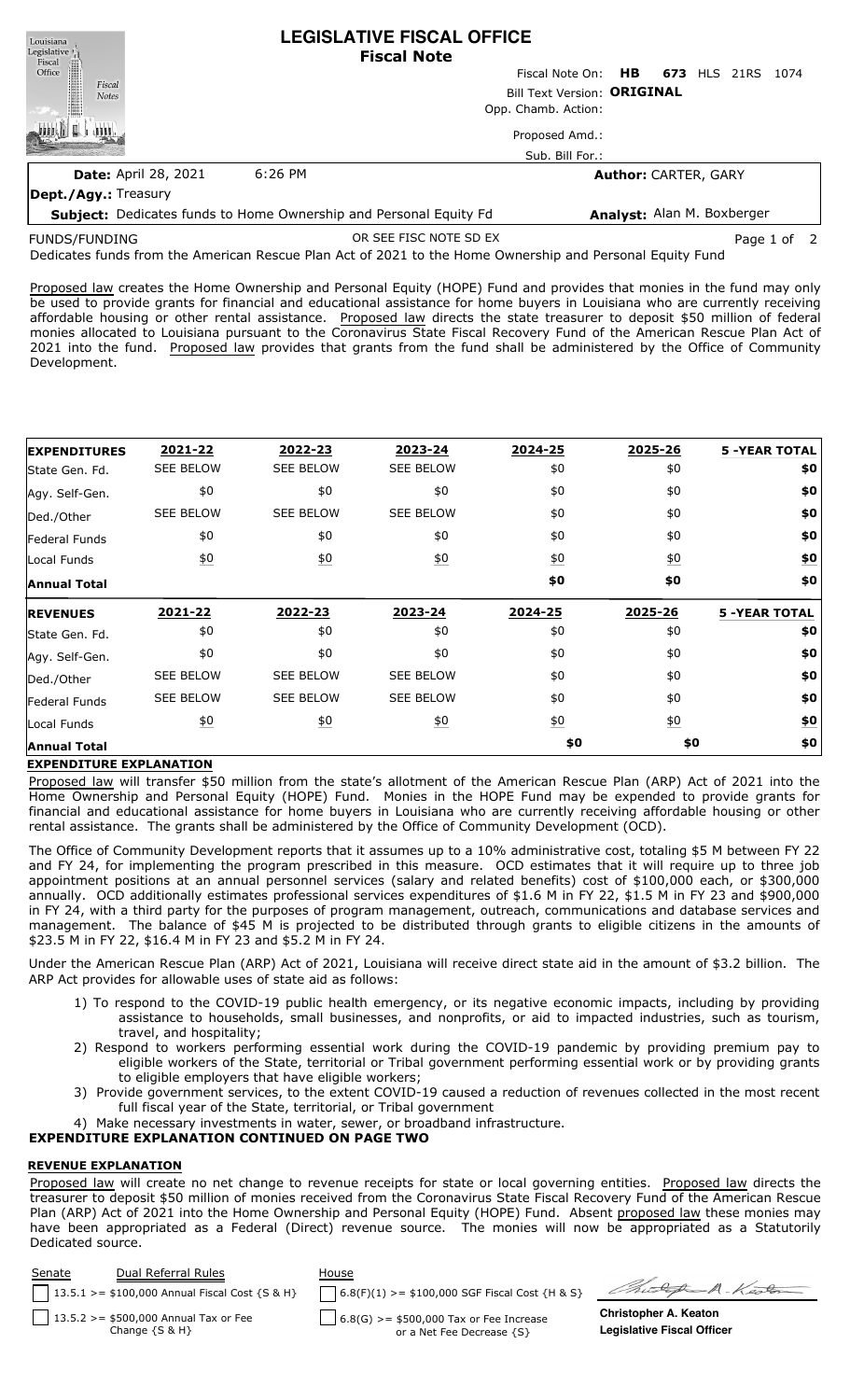# LEGISLATIVE FISCAL OFFICE
## Fiscal Note

Fiscal Note On: **HB 673** HLS 21RS 1074

Bill Text Version: **ORIGINAL**

Opp. Chamb. Action:

Proposed Amd.:

Sub. Bill For.:

**Date:** April 28, 2021 6:26 PM

**Author:** CARTER, GARY

**Dept./Agy.:** Treasury

**Subject:** Dedicates funds to Home Ownership and Personal Equity Fd

**Analyst:** Alan M. Boxberger

FUNDS/FUNDING OR SEE FISC NOTE SD EX

Dedicates funds from the American Rescue Plan Act of 2021 to the Home Ownership and Personal Equity Fund

Proposed law creates the Home Ownership and Personal Equity (HOPE) Fund and provides that monies in the fund may only be used to provide grants for financial and educational assistance for home buyers in Louisiana who are currently receiving affordable housing or other rental assistance. Proposed law directs the state treasurer to deposit $50 million of federal monies allocated to Louisiana pursuant to the Coronavirus State Fiscal Recovery Fund of the American Rescue Plan Act of 2021 into the fund. Proposed law provides that grants from the fund shall be administered by the Office of Community Development.

| EXPENDITURES | 2021-22 | 2022-23 | 2023-24 | 2024-25 | 2025-26 | 5 -YEAR TOTAL |
|---|---|---|---|---|---|---|
| State Gen. Fd. | SEE BELOW | SEE BELOW | SEE BELOW | $0 | $0 | $0 |
| Agy. Self-Gen. | $0 | $0 | $0 | $0 | $0 | $0 |
| Ded./Other | SEE BELOW | SEE BELOW | SEE BELOW | $0 | $0 | $0 |
| Federal Funds | $0 | $0 | $0 | $0 | $0 | $0 |
| Local Funds | $0 | $0 | $0 | $0 | $0 | $0 |
| **Annual Total** | | | | **$0** | **$0** | **$0** |

| REVENUES | 2021-22 | 2022-23 | 2023-24 | 2024-25 | 2025-26 | 5 -YEAR TOTAL |
|---|---|---|---|---|---|---|
| State Gen. Fd. | $0 | $0 | $0 | $0 | $0 | $0 |
| Agy. Self-Gen. | $0 | $0 | $0 | $0 | $0 | $0 |
| Ded./Other | SEE BELOW | SEE BELOW | SEE BELOW | $0 | $0 | $0 |
| Federal Funds | SEE BELOW | SEE BELOW | SEE BELOW | $0 | $0 | $0 |
| Local Funds | $0 | $0 | $0 | $0 | $0 | $0 |
| **Annual Total** | | | | **$0** | **$0** | **$0** |

**EXPENDITURE EXPLANATION**

Proposed law will transfer $50 million from the state's allotment of the American Rescue Plan (ARP) Act of 2021 into the Home Ownership and Personal Equity (HOPE) Fund. Monies in the HOPE Fund may be expended to provide grants for financial and educational assistance for home buyers in Louisiana who are currently receiving affordable housing or other rental assistance. The grants shall be administered by the Office of Community Development (OCD).

The Office of Community Development reports that it assumes up to a 10% administrative cost, totaling $5 M between FY 22 and FY 24, for implementing the program prescribed in this measure. OCD estimates that it will require up to three job appointment positions at an annual personnel services (salary and related benefits) cost of $100,000 each, or $300,000 annually. OCD additionally estimates professional services expenditures of $1.6 M in FY 22, $1.5 M in FY 23 and $900,000 in FY 24, with a third party for the purposes of program management, outreach, communications and database services and management. The balance of $45 M is projected to be distributed through grants to eligible citizens in the amounts of $23.5 M in FY 22, $16.4 M in FY 23 and $5.2 M in FY 24.

Under the American Rescue Plan (ARP) Act of 2021, Louisiana will receive direct state aid in the amount of $3.2 billion. The ARP Act provides for allowable uses of state aid as follows:

1) To respond to the COVID-19 public health emergency, or its negative economic impacts, including by providing assistance to households, small businesses, and nonprofits, or aid to impacted industries, such as tourism, travel, and hospitality;
2) Respond to workers performing essential work during the COVID-19 pandemic by providing premium pay to eligible workers of the State, territorial or Tribal government performing essential work or by providing grants to eligible employers that have eligible workers;
3) Provide government services, to the extent COVID-19 caused a reduction of revenues collected in the most recent full fiscal year of the State, territorial, or Tribal government
4) Make necessary investments in water, sewer, or broadband infrastructure.

**EXPENDITURE EXPLANATION CONTINUED ON PAGE TWO**

**REVENUE EXPLANATION**

Proposed law will create no net change to revenue receipts for state or local governing entities. Proposed law directs the treasurer to deposit $50 million of monies received from the Coronavirus State Fiscal Recovery Fund of the American Rescue Plan (ARP) Act of 2021 into the Home Ownership and Personal Equity (HOPE) Fund. Absent proposed law these monies may have been appropriated as a Federal (Direct) revenue source. The monies will now be appropriated as a Statutorily Dedicated source.

| Senate | Dual Referral Rules | House |
|---|---|---|
| | 13.5.1 >= $100,000 Annual Fiscal Cost {S & H} | 6.8(F)(1) >= $100,000 SGF Fiscal Cost {H & S} |
| | 13.5.2 >= $500,000 Annual Tax or Fee Change {S & H} | 6.8(G) >= $500,000 Tax or Fee Increase or a Net Fee Decrease {S} |

**Christopher A. Keaton**
**Legislative Fiscal Officer**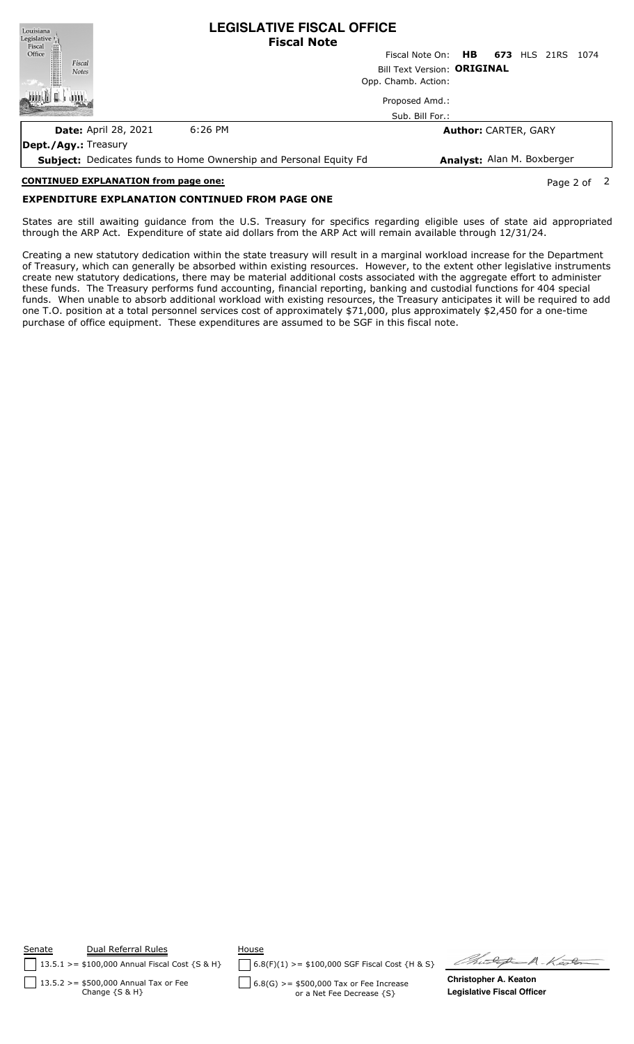# LEGISLATIVE FISCAL OFFICE
## Fiscal Note

| | |
|---|---|
| Fiscal Note On: **HB 673** HLS 21RS 1074 | |
| Bill Text Version: **ORIGINAL** | |
| Opp. Chamb. Action: | |
| Proposed Amd.: | |
| Sub. Bill For.: | |
| **Date:** April 28, 2021 6:26 PM | **Author:** CARTER, GARY |
| **Dept./Agy.:** Treasury | |
| **Subject:** Dedicates funds to Home Ownership and Personal Equity Fd | **Analyst:** Alan M. Boxberger |

**CONTINUED EXPLANATION from page one:**

### EXPENDITURE EXPLANATION CONTINUED FROM PAGE ONE

States are still awaiting guidance from the U.S. Treasury for specifics regarding eligible uses of state aid appropriated through the ARP Act. Expenditure of state aid dollars from the ARP Act will remain available through 12/31/24.

Creating a new statutory dedication within the state treasury will result in a marginal workload increase for the Department of Treasury, which can generally be absorbed within existing resources. However, to the extent other legislative instruments create new statutory dedications, there may be material additional costs associated with the aggregate effort to administer these funds. The Treasury performs fund accounting, financial reporting, banking and custodial functions for 404 special funds. When unable to absorb additional workload with existing resources, the Treasury anticipates it will be required to add one T.O. position at a total personnel services cost of approximately $71,000, plus approximately $2,450 for a one-time purchase of office equipment. These expenditures are assumed to be SGF in this fiscal note.

| Senate | Dual Referral Rules | House |
|---|---|---|
| ☐ 13.5.1 >= $100,000 Annual Fiscal Cost {S & H} | | ☐ 6.8(F)(1) >= $100,000 SGF Fiscal Cost {H & S} |
| ☐ 13.5.2 >= $500,000 Annual Tax or Fee Change {S & H} | | ☐ 6.8(G) >= $500,000 Tax or Fee Increase or a Net Fee Decrease {S} |

**Christopher A. Keaton**
**Legislative Fiscal Officer**